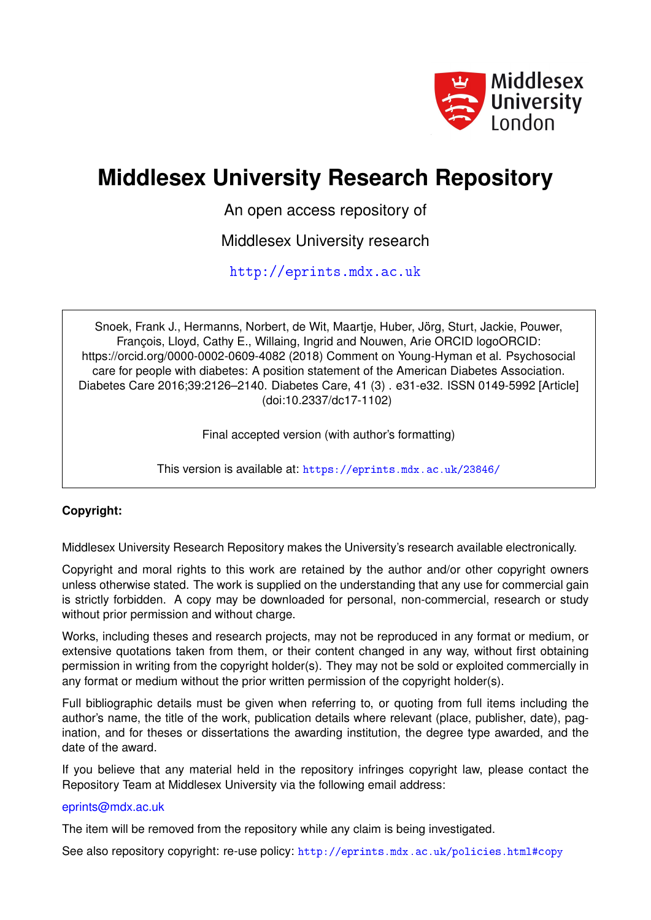# Middlesex University Research Repository

An open access repository of

Middlesex University research

http://eprints.mdx.ac.uk

Snoek, Frank J., Hermanns, Norbert, de Wit, Maartje, Huber, Jörg, Sturt, Jackie, Pouwer, François, Lloyd, Cathy E., Willaing, Ingrid and Nouwen, Arie ORCID logoORCID: https://orcid.org/0000-0002-0609-4082 (2018) Comment on Young-Hyman et al. Psychosocial care for people with diabetes: A position statement of the American Diabetes Association. Diabetes Care 2016;39:2126–2140. Diabetes Care, 41 (3) . e31-e32. ISSN 0149-5992 [Article] (doi:10.2337/dc17-1102)

Final accepted version (with author's formatting)

This version is available at: https://eprints.mdx.ac.uk/23846/

**Copyright:**

Middlesex University Research Repository makes the University's research available electronically.

Copyright and moral rights to this work are retained by the author and/or other copyright owners unless otherwise stated. The work is supplied on the understanding that any use for commercial gain is strictly forbidden. A copy may be downloaded for personal, non-commercial, research or study without prior permission and without charge.

Works, including theses and research projects, may not be reproduced in any format or medium, or extensive quotations taken from them, or their content changed in any way, without first obtaining permission in writing from the copyright holder(s). They may not be sold or exploited commercially in any format or medium without the prior written permission of the copyright holder(s).

Full bibliographic details must be given when referring to, or quoting from full items including the author's name, the title of the work, publication details where relevant (place, publisher, date), pagination, and for theses or dissertations the awarding institution, the degree type awarded, and the date of the award.

If you believe that any material held in the repository infringes copyright law, please contact the Repository Team at Middlesex University via the following email address:

eprints@mdx.ac.uk

The item will be removed from the repository while any claim is being investigated.

See also repository copyright: re-use policy: http://eprints.mdx.ac.uk/policies.html#copy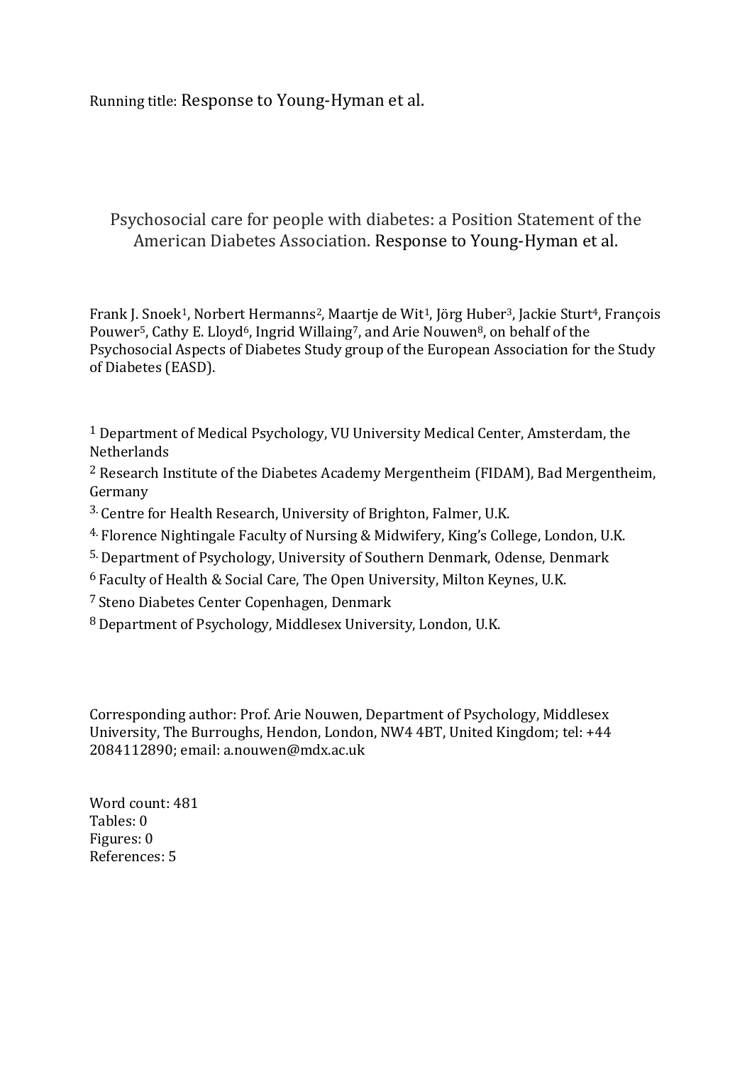Running title: Response to Young-Hyman et al.

# Psychosocial care for people with diabetes: a Position Statement of the American Diabetes Association. Response to Young-Hyman et al.

Frank J. Snoek[1], Norbert Hermanns[2], Maartje de Wit[1], Jörg Huber[3], Jackie Sturt[4], François Pouwer[5], Cathy E. Lloyd[6], Ingrid Willaing[7], and Arie Nouwen[8], on behalf of the Psychosocial Aspects of Diabetes Study group of the European Association for the Study of Diabetes (EASD).

[1] Department of Medical Psychology, VU University Medical Center, Amsterdam, the Netherlands

[2] Research Institute of the Diabetes Academy Mergentheim (FIDAM), Bad Mergentheim, Germany

[3] Centre for Health Research, University of Brighton, Falmer, U.K.

[4] Florence Nightingale Faculty of Nursing & Midwifery, King's College, London, U.K.

[5] Department of Psychology, University of Southern Denmark, Odense, Denmark

[6] Faculty of Health & Social Care, The Open University, Milton Keynes, U.K.

[7] Steno Diabetes Center Copenhagen, Denmark

[8] Department of Psychology, Middlesex University, London, U.K.

Corresponding author: Prof. Arie Nouwen, Department of Psychology, Middlesex University, The Burroughs, Hendon, London, NW4 4BT, United Kingdom; tel: +44 2084112890; email: a.nouwen@mdx.ac.uk

Word count: 481
Tables: 0
Figures: 0
References: 5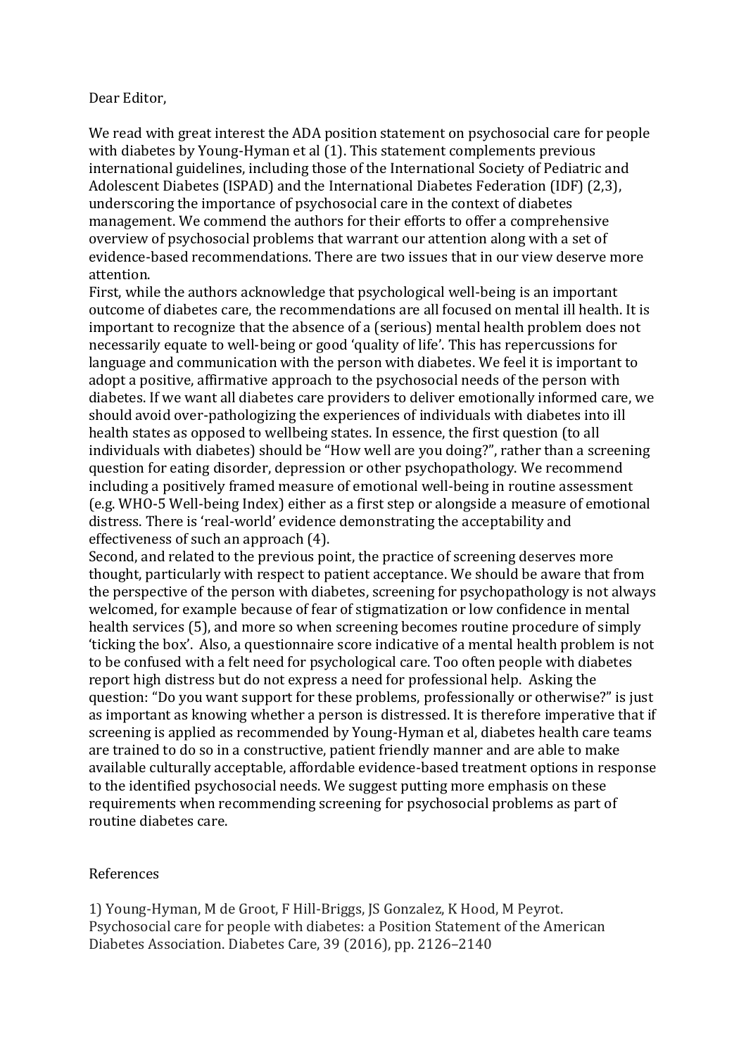Dear Editor,

We read with great interest the ADA position statement on psychosocial care for people with diabetes by Young-Hyman et al (1). This statement complements previous international guidelines, including those of the International Society of Pediatric and Adolescent Diabetes (ISPAD) and the International Diabetes Federation (IDF) (2,3), underscoring the importance of psychosocial care in the context of diabetes management. We commend the authors for their efforts to offer a comprehensive overview of psychosocial problems that warrant our attention along with a set of evidence-based recommendations. There are two issues that in our view deserve more attention.

First, while the authors acknowledge that psychological well-being is an important outcome of diabetes care, the recommendations are all focused on mental ill health. It is important to recognize that the absence of a (serious) mental health problem does not necessarily equate to well-being or good 'quality of life'. This has repercussions for language and communication with the person with diabetes. We feel it is important to adopt a positive, affirmative approach to the psychosocial needs of the person with diabetes. If we want all diabetes care providers to deliver emotionally informed care, we should avoid over-pathologizing the experiences of individuals with diabetes into ill health states as opposed to wellbeing states. In essence, the first question (to all individuals with diabetes) should be "How well are you doing?", rather than a screening question for eating disorder, depression or other psychopathology. We recommend including a positively framed measure of emotional well-being in routine assessment (e.g. WHO-5 Well-being Index) either as a first step or alongside a measure of emotional distress. There is 'real-world' evidence demonstrating the acceptability and effectiveness of such an approach (4).

Second, and related to the previous point, the practice of screening deserves more thought, particularly with respect to patient acceptance. We should be aware that from the perspective of the person with diabetes, screening for psychopathology is not always welcomed, for example because of fear of stigmatization or low confidence in mental health services (5), and more so when screening becomes routine procedure of simply 'ticking the box'. Also, a questionnaire score indicative of a mental health problem is not to be confused with a felt need for psychological care. Too often people with diabetes report high distress but do not express a need for professional help. Asking the question: "Do you want support for these problems, professionally or otherwise?" is just as important as knowing whether a person is distressed. It is therefore imperative that if screening is applied as recommended by Young-Hyman et al, diabetes health care teams are trained to do so in a constructive, patient friendly manner and are able to make available culturally acceptable, affordable evidence-based treatment options in response to the identified psychosocial needs. We suggest putting more emphasis on these requirements when recommending screening for psychosocial problems as part of routine diabetes care.

References

1) Young-Hyman, M de Groot, F Hill-Briggs, JS Gonzalez, K Hood, M Peyrot. Psychosocial care for people with diabetes: a Position Statement of the American Diabetes Association. Diabetes Care, 39 (2016), pp. 2126–2140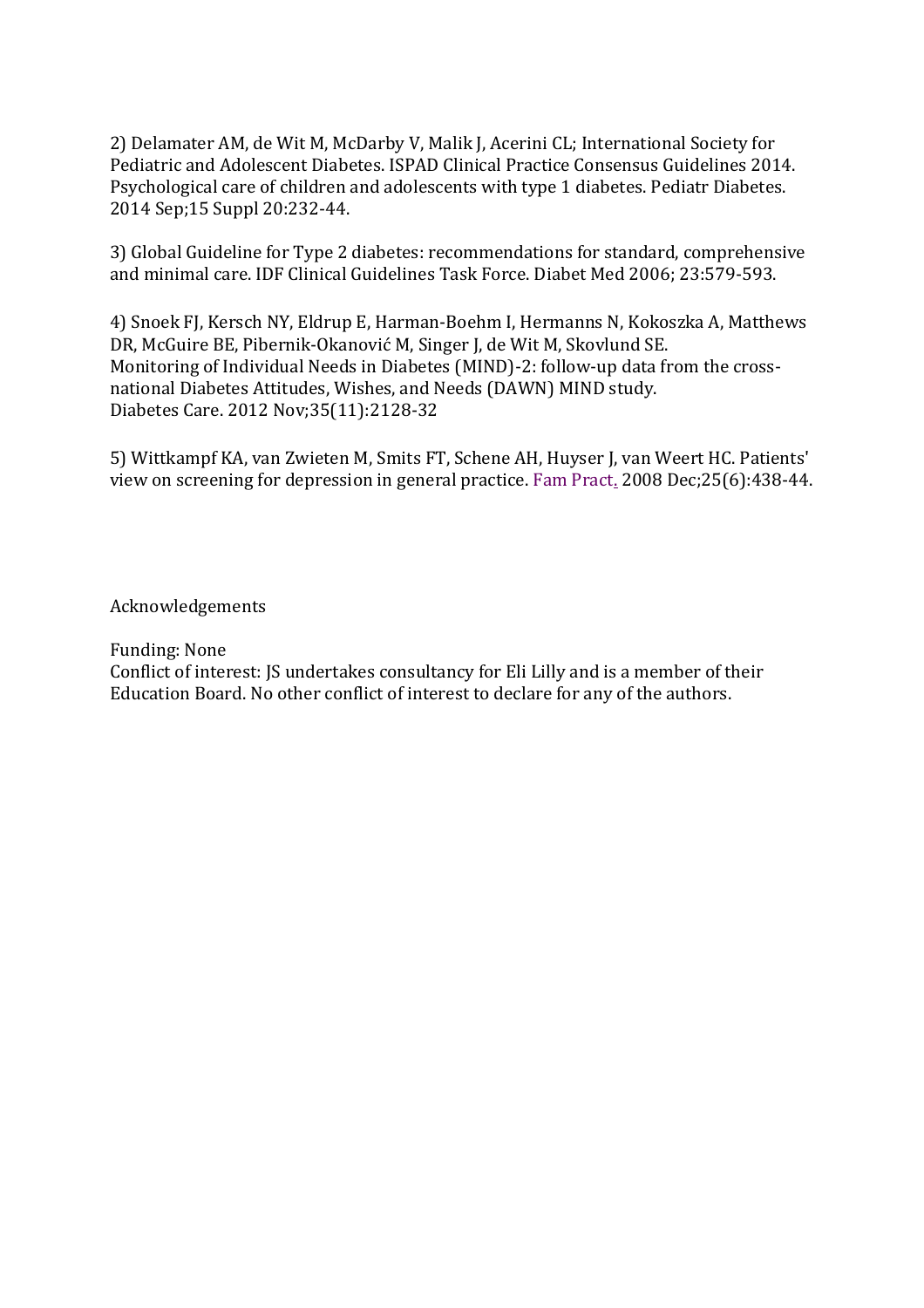2) Delamater AM, de Wit M, McDarby V, Malik J, Acerini CL; International Society for Pediatric and Adolescent Diabetes. ISPAD Clinical Practice Consensus Guidelines 2014. Psychological care of children and adolescents with type 1 diabetes. Pediatr Diabetes. 2014 Sep;15 Suppl 20:232-44.

3) Global Guideline for Type 2 diabetes: recommendations for standard, comprehensive and minimal care. IDF Clinical Guidelines Task Force. Diabet Med 2006; 23:579-593.

4) Snoek FJ, Kersch NY, Eldrup E, Harman-Boehm I, Hermanns N, Kokoszka A, Matthews DR, McGuire BE, Pibernik-Okanović M, Singer J, de Wit M, Skovlund SE. Monitoring of Individual Needs in Diabetes (MIND)-2: follow-up data from the cross-national Diabetes Attitudes, Wishes, and Needs (DAWN) MIND study. Diabetes Care. 2012 Nov;35(11):2128-32

5) Wittkampf KA, van Zwieten M, Smits FT, Schene AH, Huyser J, van Weert HC. Patients' view on screening for depression in general practice. Fam Pract. 2008 Dec;25(6):438-44.

Acknowledgements

Funding: None
Conflict of interest: JS undertakes consultancy for Eli Lilly and is a member of their Education Board. No other conflict of interest to declare for any of the authors.